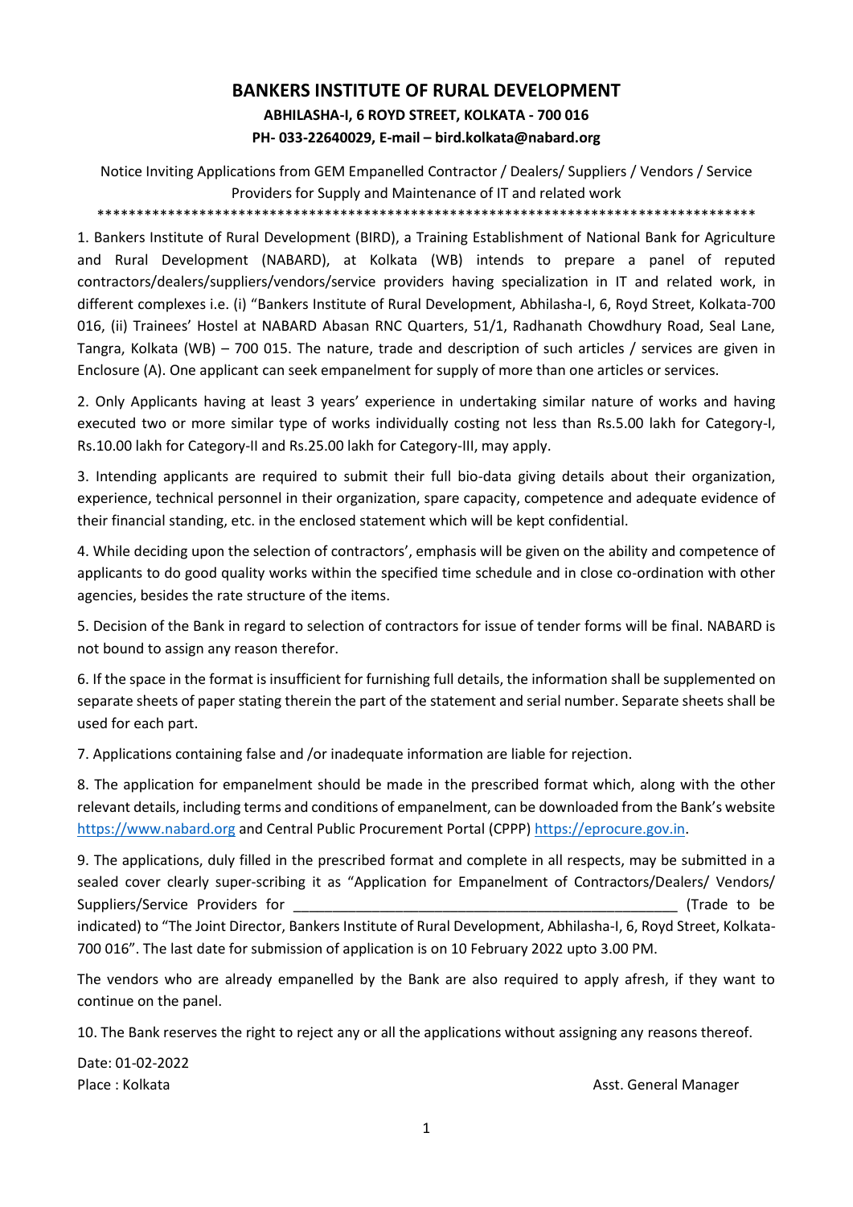# BANKERS INSTITUTE OF RURAL DEVELOPMENT

**ABHILASHA-I, 6 ROYD STREET, KOLKATA - 700 016**

**PH- 033-22640029, E-mail – bird.kolkata@nabard.org**

Notice Inviting Applications from GEM Empanelled Contractor / Dealers/ Suppliers / Vendors / Service Providers for Supply and Maintenance of IT and related work

*************************************************************************************

1. Bankers Institute of Rural Development (BIRD), a Training Establishment of National Bank for Agriculture and Rural Development (NABARD), at Kolkata (WB) intends to prepare a panel of reputed contractors/dealers/suppliers/vendors/service providers having specialization in IT and related work, in different complexes i.e. (i) "Bankers Institute of Rural Development, Abhilasha-I, 6, Royd Street, Kolkata-700 016, (ii) Trainees' Hostel at NABARD Abasan RNC Quarters, 51/1, Radhanath Chowdhury Road, Seal Lane, Tangra, Kolkata (WB) – 700 015. The nature, trade and description of such articles / services are given in Enclosure (A). One applicant can seek empanelment for supply of more than one articles or services.

2. Only Applicants having at least 3 years' experience in undertaking similar nature of works and having executed two or more similar type of works individually costing not less than Rs.5.00 lakh for Category-I, Rs.10.00 lakh for Category-II and Rs.25.00 lakh for Category-III, may apply.

3. Intending applicants are required to submit their full bio-data giving details about their organization, experience, technical personnel in their organization, spare capacity, competence and adequate evidence of their financial standing, etc. in the enclosed statement which will be kept confidential.

4. While deciding upon the selection of contractors', emphasis will be given on the ability and competence of applicants to do good quality works within the specified time schedule and in close co-ordination with other agencies, besides the rate structure of the items.

5. Decision of the Bank in regard to selection of contractors for issue of tender forms will be final. NABARD is not bound to assign any reason therefor.

6. If the space in the format is insufficient for furnishing full details, the information shall be supplemented on separate sheets of paper stating therein the part of the statement and serial number. Separate sheets shall be used for each part.

7. Applications containing false and /or inadequate information are liable for rejection.

8. The application for empanelment should be made in the prescribed format which, along with the other relevant details, including terms and conditions of empanelment, can be downloaded from the Bank's website https://www.nabard.org and Central Public Procurement Portal (CPPP) https://eprocure.gov.in.

9. The applications, duly filled in the prescribed format and complete in all respects, may be submitted in a sealed cover clearly super-scribing it as "Application for Empanelment of Contractors/Dealers/ Vendors/ Suppliers/Service Providers for ________________________________________________ (Trade to be indicated) to "The Joint Director, Bankers Institute of Rural Development, Abhilasha-I, 6, Royd Street, Kolkata-700 016". The last date for submission of application is on 10 February 2022 upto 3.00 PM.

The vendors who are already empanelled by the Bank are also required to apply afresh, if they want to continue on the panel.

10. The Bank reserves the right to reject any or all the applications without assigning any reasons thereof.

Date: 01-02-2022

Place : Kolkata

Asst. General Manager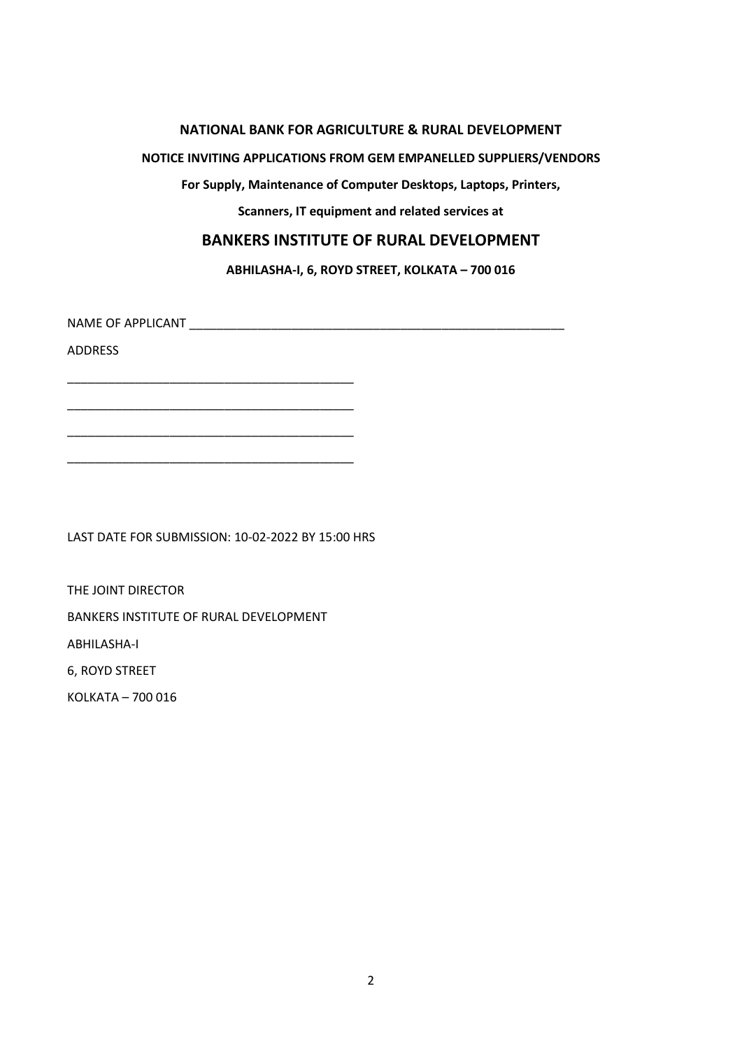**NATIONAL BANK FOR AGRICULTURE & RURAL DEVELOPMENT**

**NOTICE INVITING APPLICATIONS FROM GEM EMPANELLED SUPPLIERS/VENDORS**

**For Supply, Maintenance of Computer Desktops, Laptops, Printers,**

**Scanners, IT equipment and related services at**

## BANKERS INSTITUTE OF RURAL DEVELOPMENT

**ABHILASHA-I, 6, ROYD STREET, KOLKATA – 700 016**

NAME OF APPLICANT ___________________________________________________________

ADDRESS

____________________________________________

____________________________________________

____________________________________________

____________________________________________

LAST DATE FOR SUBMISSION: 10-02-2022 BY 15:00 HRS

THE JOINT DIRECTOR

BANKERS INSTITUTE OF RURAL DEVELOPMENT

ABHILASHA-I

6, ROYD STREET

KOLKATA – 700 016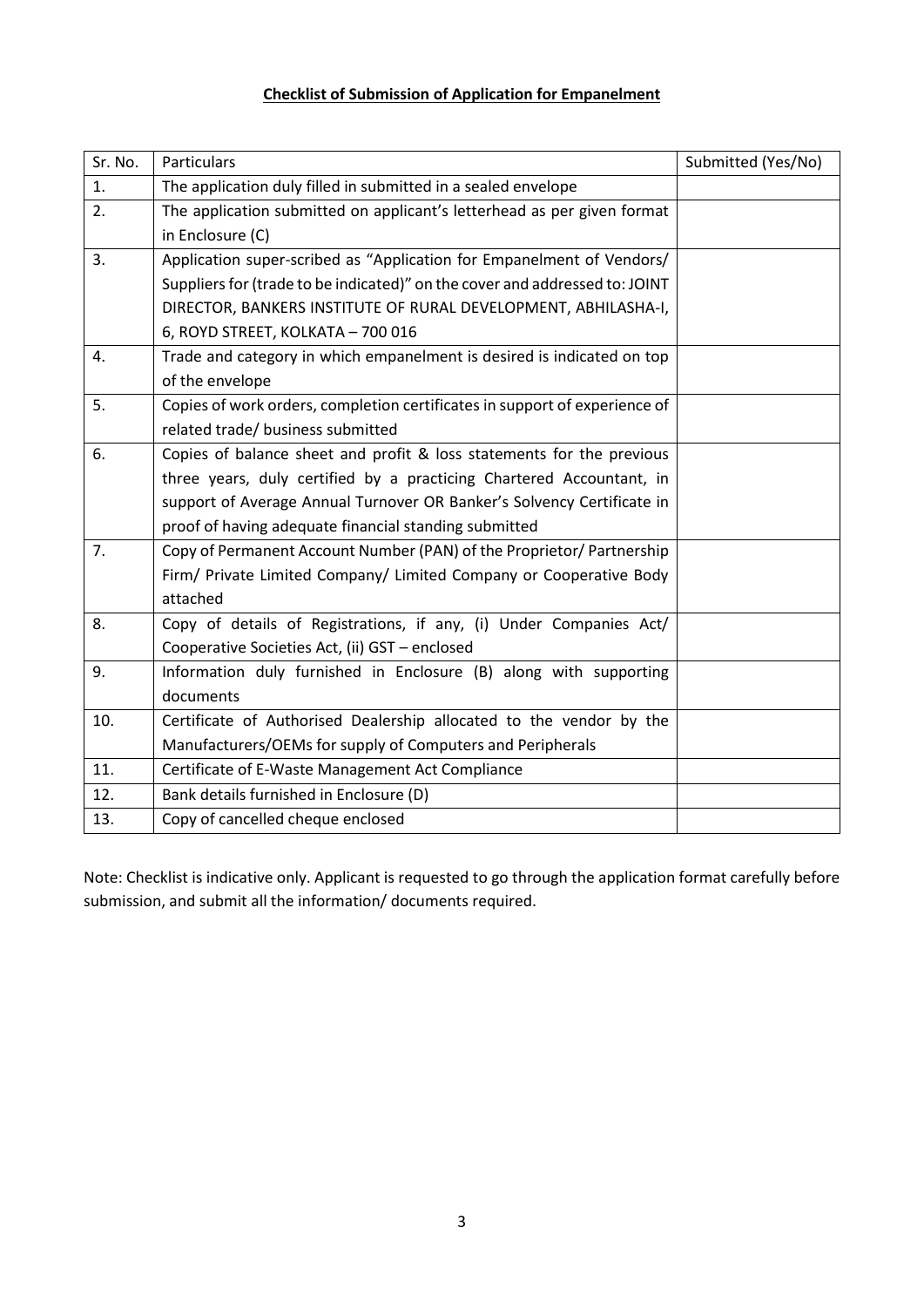**Checklist of Submission of Application for Empanelment**

| Sr. No. | Particulars | Submitted (Yes/No) |
|---|---|---|
| 1. | The application duly filled in submitted in a sealed envelope | |
| 2. | The application submitted on applicant's letterhead as per given format in Enclosure (C) | |
| 3. | Application super-scribed as "Application for Empanelment of Vendors/ Suppliers for (trade to be indicated)" on the cover and addressed to: JOINT DIRECTOR, BANKERS INSTITUTE OF RURAL DEVELOPMENT, ABHILASHA-I, 6, ROYD STREET, KOLKATA – 700 016 | |
| 4. | Trade and category in which empanelment is desired is indicated on top of the envelope | |
| 5. | Copies of work orders, completion certificates in support of experience of related trade/ business submitted | |
| 6. | Copies of balance sheet and profit & loss statements for the previous three years, duly certified by a practicing Chartered Accountant, in support of Average Annual Turnover OR Banker's Solvency Certificate in proof of having adequate financial standing submitted | |
| 7. | Copy of Permanent Account Number (PAN) of the Proprietor/ Partnership Firm/ Private Limited Company/ Limited Company or Cooperative Body attached | |
| 8. | Copy of details of Registrations, if any, (i) Under Companies Act/ Cooperative Societies Act, (ii) GST – enclosed | |
| 9. | Information duly furnished in Enclosure (B) along with supporting documents | |
| 10. | Certificate of Authorised Dealership allocated to the vendor by the Manufacturers/OEMs for supply of Computers and Peripherals | |
| 11. | Certificate of E-Waste Management Act Compliance | |
| 12. | Bank details furnished in Enclosure (D) | |
| 13. | Copy of cancelled cheque enclosed | |

Note: Checklist is indicative only. Applicant is requested to go through the application format carefully before submission, and submit all the information/ documents required.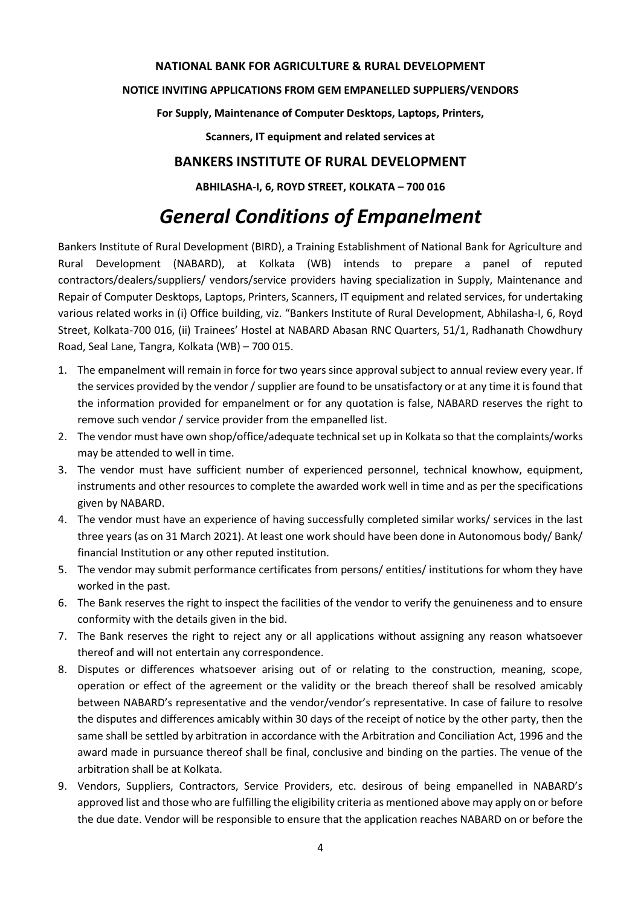**NATIONAL BANK FOR AGRICULTURE & RURAL DEVELOPMENT**

**NOTICE INVITING APPLICATIONS FROM GEM EMPANELLED SUPPLIERS/VENDORS**

**For Supply, Maintenance of Computer Desktops, Laptops, Printers,**

**Scanners, IT equipment and related services at**

## BANKERS INSTITUTE OF RURAL DEVELOPMENT

**ABHILASHA-I, 6, ROYD STREET, KOLKATA – 700 016**

# *General Conditions of Empanelment*

Bankers Institute of Rural Development (BIRD), a Training Establishment of National Bank for Agriculture and Rural Development (NABARD), at Kolkata (WB) intends to prepare a panel of reputed contractors/dealers/suppliers/ vendors/service providers having specialization in Supply, Maintenance and Repair of Computer Desktops, Laptops, Printers, Scanners, IT equipment and related services, for undertaking various related works in (i) Office building, viz. "Bankers Institute of Rural Development, Abhilasha-I, 6, Royd Street, Kolkata-700 016, (ii) Trainees' Hostel at NABARD Abasan RNC Quarters, 51/1, Radhanath Chowdhury Road, Seal Lane, Tangra, Kolkata (WB) – 700 015.

1. The empanelment will remain in force for two years since approval subject to annual review every year. If the services provided by the vendor / supplier are found to be unsatisfactory or at any time it is found that the information provided for empanelment or for any quotation is false, NABARD reserves the right to remove such vendor / service provider from the empanelled list.
2. The vendor must have own shop/office/adequate technical set up in Kolkata so that the complaints/works may be attended to well in time.
3. The vendor must have sufficient number of experienced personnel, technical knowhow, equipment, instruments and other resources to complete the awarded work well in time and as per the specifications given by NABARD.
4. The vendor must have an experience of having successfully completed similar works/ services in the last three years (as on 31 March 2021). At least one work should have been done in Autonomous body/ Bank/ financial Institution or any other reputed institution.
5. The vendor may submit performance certificates from persons/ entities/ institutions for whom they have worked in the past.
6. The Bank reserves the right to inspect the facilities of the vendor to verify the genuineness and to ensure conformity with the details given in the bid.
7. The Bank reserves the right to reject any or all applications without assigning any reason whatsoever thereof and will not entertain any correspondence.
8. Disputes or differences whatsoever arising out of or relating to the construction, meaning, scope, operation or effect of the agreement or the validity or the breach thereof shall be resolved amicably between NABARD's representative and the vendor/vendor's representative. In case of failure to resolve the disputes and differences amicably within 30 days of the receipt of notice by the other party, then the same shall be settled by arbitration in accordance with the Arbitration and Conciliation Act, 1996 and the award made in pursuance thereof shall be final, conclusive and binding on the parties. The venue of the arbitration shall be at Kolkata.
9. Vendors, Suppliers, Contractors, Service Providers, etc. desirous of being empanelled in NABARD's approved list and those who are fulfilling the eligibility criteria as mentioned above may apply on or before the due date. Vendor will be responsible to ensure that the application reaches NABARD on or before the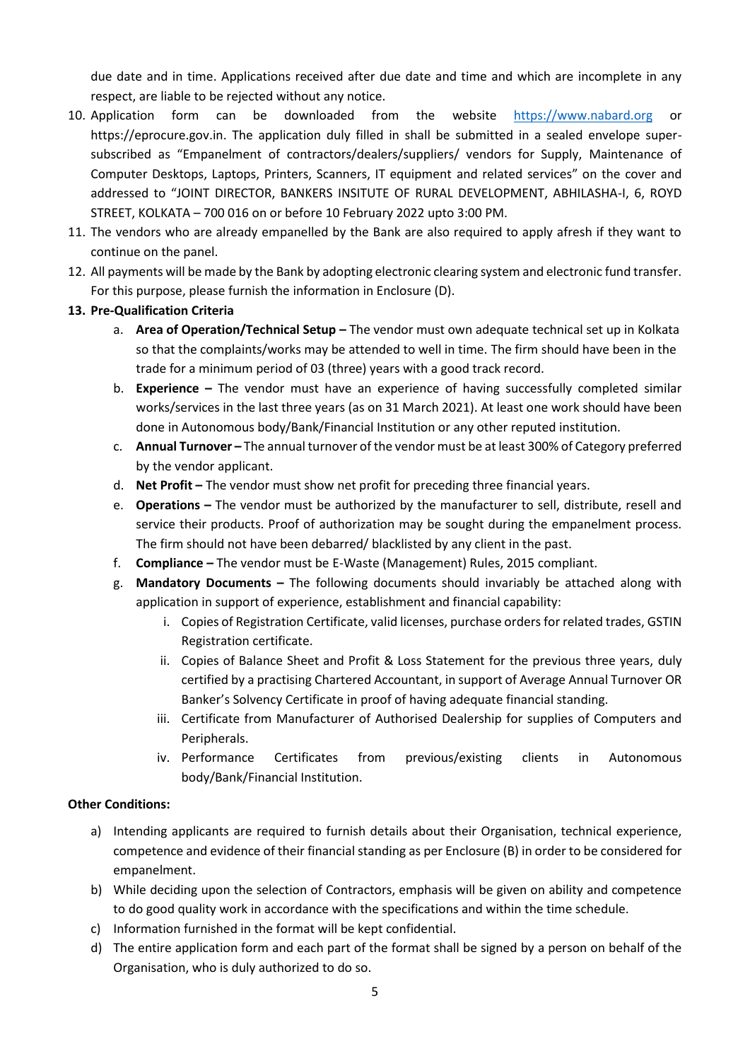due date and in time. Applications received after due date and time and which are incomplete in any respect, are liable to be rejected without any notice.

10. Application form can be downloaded from the website [https://www.nabard.org](https://www.nabard.org) or https://eprocure.gov.in. The application duly filled in shall be submitted in a sealed envelope super-subscribed as "Empanelment of contractors/dealers/suppliers/ vendors for Supply, Maintenance of Computer Desktops, Laptops, Printers, Scanners, IT equipment and related services" on the cover and addressed to "JOINT DIRECTOR, BANKERS INSITUTE OF RURAL DEVELOPMENT, ABHILASHA-I, 6, ROYD STREET, KOLKATA – 700 016 on or before 10 February 2022 upto 3:00 PM.
11. The vendors who are already empanelled by the Bank are also required to apply afresh if they want to continue on the panel.
12. All payments will be made by the Bank by adopting electronic clearing system and electronic fund transfer. For this purpose, please furnish the information in Enclosure (D).
13. **Pre-Qualification Criteria**
    a. **Area of Operation/Technical Setup –** The vendor must own adequate technical set up in Kolkata so that the complaints/works may be attended to well in time. The firm should have been in the trade for a minimum period of 03 (three) years with a good track record.
    b. **Experience –** The vendor must have an experience of having successfully completed similar works/services in the last three years (as on 31 March 2021). At least one work should have been done in Autonomous body/Bank/Financial Institution or any other reputed institution.
    c. **Annual Turnover –** The annual turnover of the vendor must be at least 300% of Category preferred by the vendor applicant.
    d. **Net Profit –** The vendor must show net profit for preceding three financial years.
    e. **Operations –** The vendor must be authorized by the manufacturer to sell, distribute, resell and service their products. Proof of authorization may be sought during the empanelment process. The firm should not have been debarred/ blacklisted by any client in the past.
    f. **Compliance –** The vendor must be E-Waste (Management) Rules, 2015 compliant.
    g. **Mandatory Documents –** The following documents should invariably be attached along with application in support of experience, establishment and financial capability:
        i. Copies of Registration Certificate, valid licenses, purchase orders for related trades, GSTIN Registration certificate.
        ii. Copies of Balance Sheet and Profit & Loss Statement for the previous three years, duly certified by a practising Chartered Accountant, in support of Average Annual Turnover OR Banker's Solvency Certificate in proof of having adequate financial standing.
        iii. Certificate from Manufacturer of Authorised Dealership for supplies of Computers and Peripherals.
        iv. Performance Certificates from previous/existing clients in Autonomous body/Bank/Financial Institution.

**Other Conditions:**

a) Intending applicants are required to furnish details about their Organisation, technical experience, competence and evidence of their financial standing as per Enclosure (B) in order to be considered for empanelment.

b) While deciding upon the selection of Contractors, emphasis will be given on ability and competence to do good quality work in accordance with the specifications and within the time schedule.

c) Information furnished in the format will be kept confidential.

d) The entire application form and each part of the format shall be signed by a person on behalf of the Organisation, who is duly authorized to do so.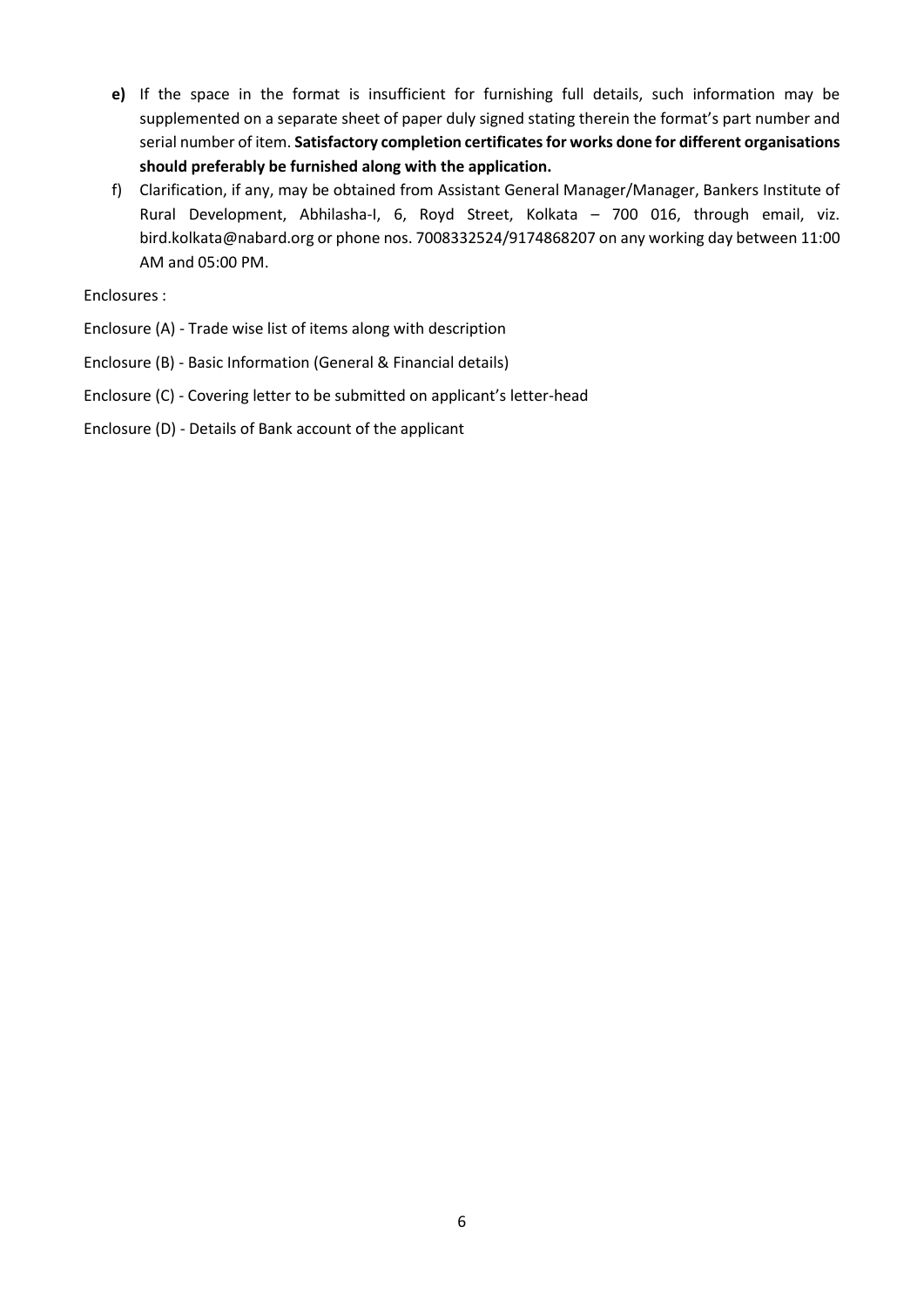**e)** If the space in the format is insufficient for furnishing full details, such information may be supplemented on a separate sheet of paper duly signed stating therein the format's part number and serial number of item. **Satisfactory completion certificates for works done for different organisations should preferably be furnished along with the application.**

f) Clarification, if any, may be obtained from Assistant General Manager/Manager, Bankers Institute of Rural Development, Abhilasha-I, 6, Royd Street, Kolkata – 700 016, through email, viz. bird.kolkata@nabard.org or phone nos. 7008332524/9174868207 on any working day between 11:00 AM and 05:00 PM.

Enclosures :

Enclosure (A) - Trade wise list of items along with description

Enclosure (B) - Basic Information (General & Financial details)

Enclosure (C) - Covering letter to be submitted on applicant's letter-head

Enclosure (D) - Details of Bank account of the applicant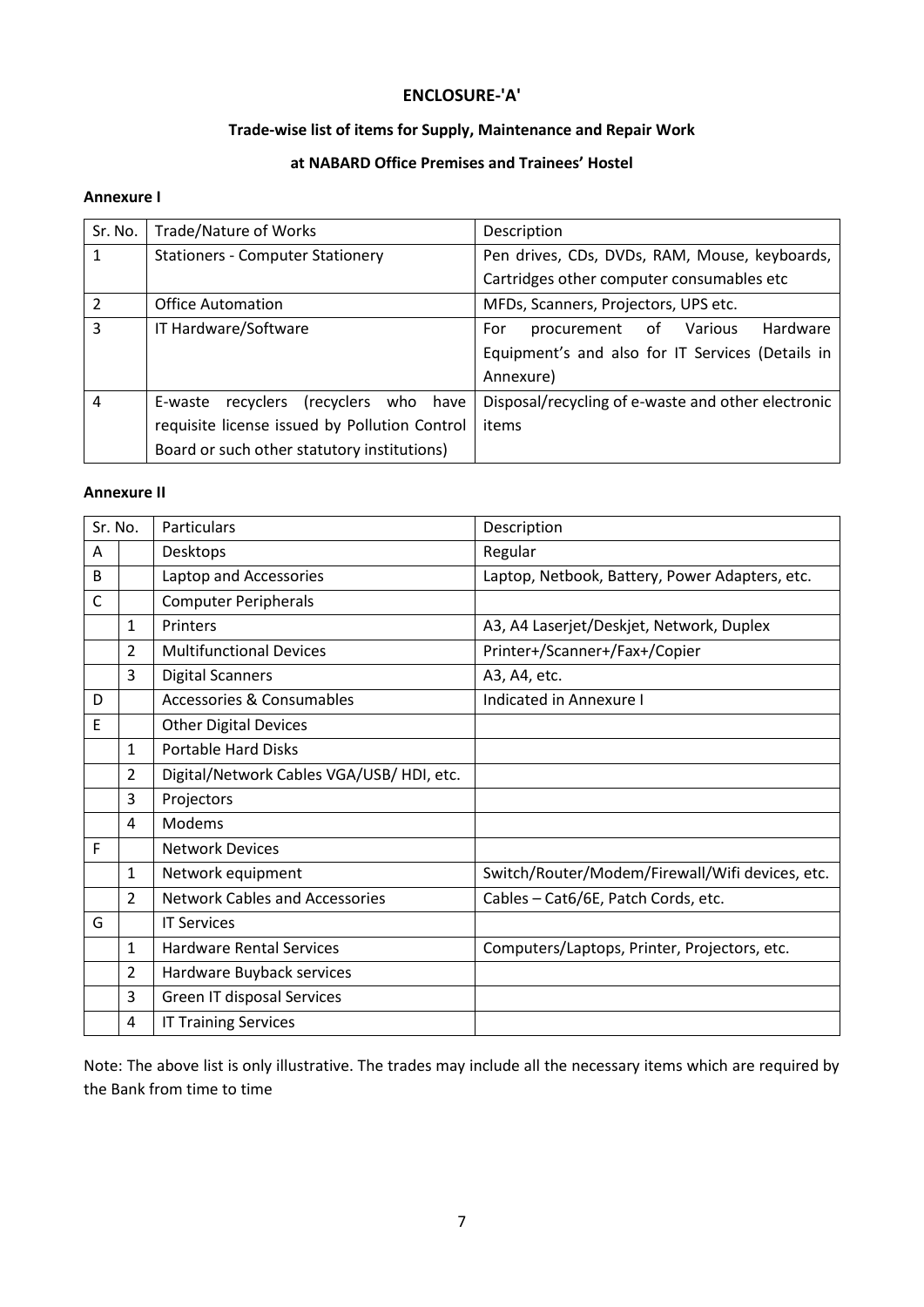## ENCLOSURE-'A'

### Trade-wise list of items for Supply, Maintenance and Repair Work

### at NABARD Office Premises and Trainees' Hostel

**Annexure I**

| Sr. No. | Trade/Nature of Works | Description |
|---|---|---|
| 1 | Stationers - Computer Stationery | Pen drives, CDs, DVDs, RAM, Mouse, keyboards, Cartridges other computer consumables etc |
| 2 | Office Automation | MFDs, Scanners, Projectors, UPS etc. |
| 3 | IT Hardware/Software | For procurement of Various Hardware Equipment's and also for IT Services (Details in Annexure) |
| 4 | E-waste recyclers (recyclers who have requisite license issued by Pollution Control Board or such other statutory institutions) | Disposal/recycling of e-waste and other electronic items |

**Annexure II**

| Sr. No. | | Particulars | Description |
|---|---|---|---|
| A | | Desktops | Regular |
| B | | Laptop and Accessories | Laptop, Netbook, Battery, Power Adapters, etc. |
| C | | Computer Peripherals | |
| | 1 | Printers | A3, A4 Laserjet/Deskjet, Network, Duplex |
| | 2 | Multifunctional Devices | Printer+/Scanner+/Fax+/Copier |
| | 3 | Digital Scanners | A3, A4, etc. |
| D | | Accessories & Consumables | Indicated in Annexure I |
| E | | Other Digital Devices | |
| | 1 | Portable Hard Disks | |
| | 2 | Digital/Network Cables VGA/USB/ HDI, etc. | |
| | 3 | Projectors | |
| | 4 | Modems | |
| F | | Network Devices | |
| | 1 | Network equipment | Switch/Router/Modem/Firewall/Wifi devices, etc. |
| | 2 | Network Cables and Accessories | Cables – Cat6/6E, Patch Cords, etc. |
| G | | IT Services | |
| | 1 | Hardware Rental Services | Computers/Laptops, Printer, Projectors, etc. |
| | 2 | Hardware Buyback services | |
| | 3 | Green IT disposal Services | |
| | 4 | IT Training Services | |

Note: The above list is only illustrative. The trades may include all the necessary items which are required by the Bank from time to time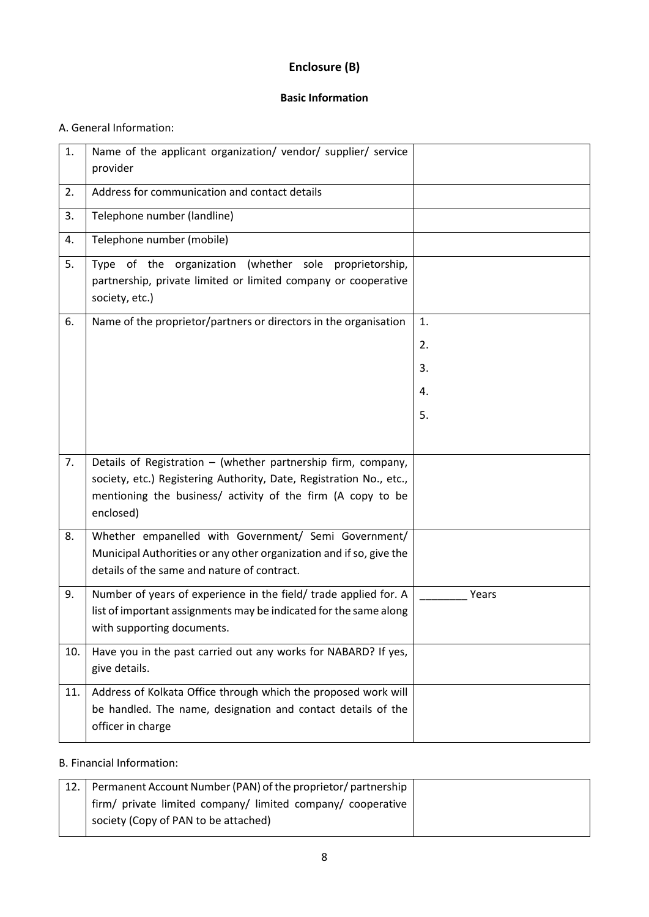# Enclosure (B)

## Basic Information

A. General Information:

| | | |
|---|---|---|
| 1. | Name of the applicant organization/ vendor/ supplier/ service provider | |
| 2. | Address for communication and contact details | |
| 3. | Telephone number (landline) | |
| 4. | Telephone number (mobile) | |
| 5. | Type of the organization (whether sole proprietorship, partnership, private limited or limited company or cooperative society, etc.) | |
| 6. | Name of the proprietor/partners or directors in the organisation | 1.<br>2.<br>3.<br>4.<br>5. |
| 7. | Details of Registration – (whether partnership firm, company, society, etc.) Registering Authority, Date, Registration No., etc., mentioning the business/ activity of the firm (A copy to be enclosed) | |
| 8. | Whether empanelled with Government/ Semi Government/ Municipal Authorities or any other organization and if so, give the details of the same and nature of contract. | |
| 9. | Number of years of experience in the field/ trade applied for. A list of important assignments may be indicated for the same along with supporting documents. | ________ Years |
| 10. | Have you in the past carried out any works for NABARD? If yes, give details. | |
| 11. | Address of Kolkata Office through which the proposed work will be handled. The name, designation and contact details of the officer in charge | |

B. Financial Information:

| | | |
|---|---|---|
| 12. | Permanent Account Number (PAN) of the proprietor/ partnership firm/ private limited company/ limited company/ cooperative society (Copy of PAN to be attached) | |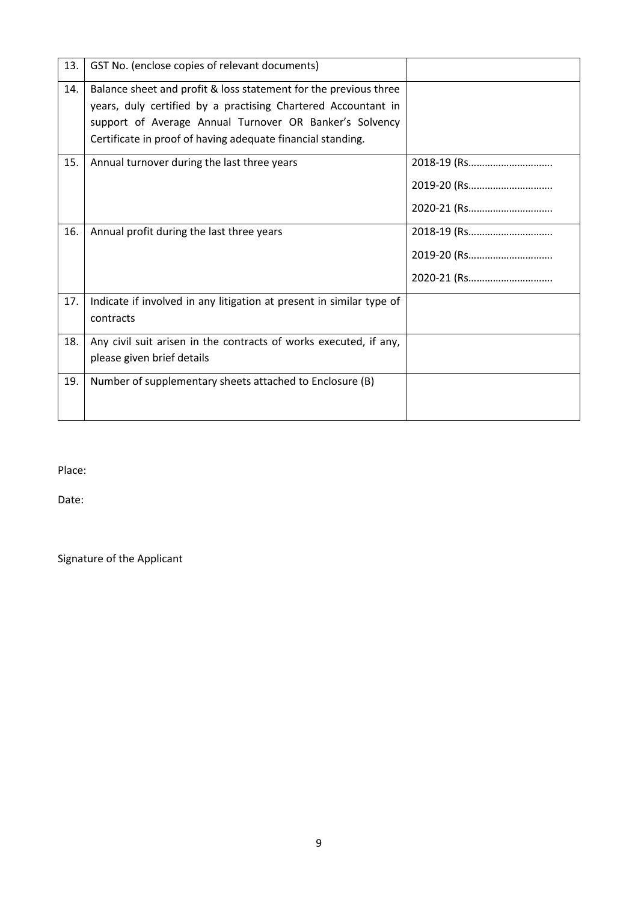| 13. | GST No. (enclose copies of relevant documents) | |
|---|---|---|
| 14. | Balance sheet and profit & loss statement for the previous three years, duly certified by a practising Chartered Accountant in support of Average Annual Turnover OR Banker's Solvency Certificate in proof of having adequate financial standing. | |
| 15. | Annual turnover during the last three years | 2018-19 (Rs………………………….<br>2019-20 (Rs………………………….<br>2020-21 (Rs…………………………. |
| 16. | Annual profit during the last three years | 2018-19 (Rs………………………….<br>2019-20 (Rs………………………….<br>2020-21 (Rs…………………………. |
| 17. | Indicate if involved in any litigation at present in similar type of contracts | |
| 18. | Any civil suit arisen in the contracts of works executed, if any, please given brief details | |
| 19. | Number of supplementary sheets attached to Enclosure (B) | |

Place:

Date:

Signature of the Applicant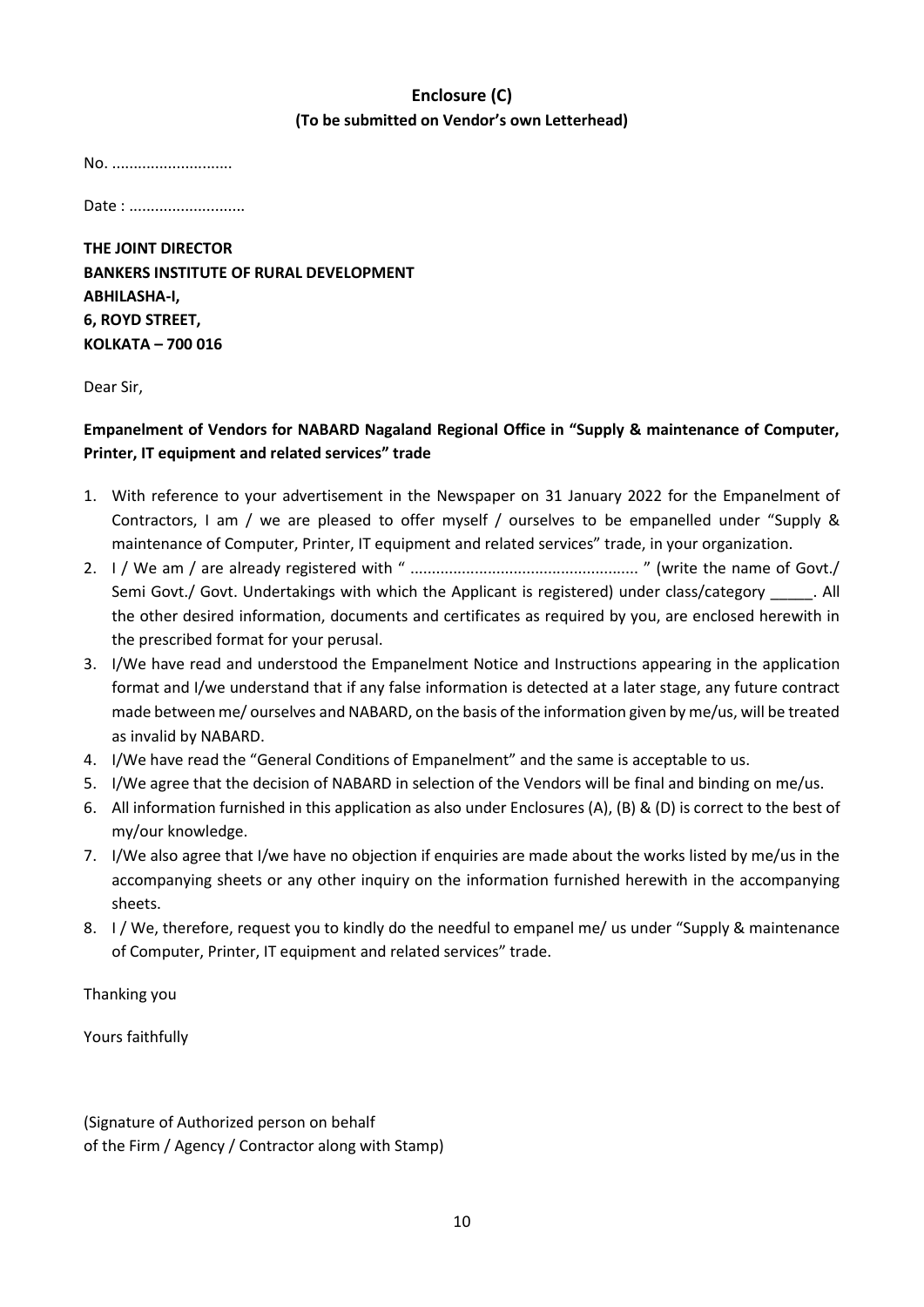## Enclosure (C)

**(To be submitted on Vendor's own Letterhead)**

No. ............................

Date : ...........................

**THE JOINT DIRECTOR**
**BANKERS INSTITUTE OF RURAL DEVELOPMENT**
**ABHILASHA-I,**
**6, ROYD STREET,**
**KOLKATA – 700 016**

Dear Sir,

**Empanelment of Vendors for NABARD Nagaland Regional Office in "Supply & maintenance of Computer, Printer, IT equipment and related services" trade**

1. With reference to your advertisement in the Newspaper on 31 January 2022 for the Empanelment of Contractors, I am / we are pleased to offer myself / ourselves to be empanelled under "Supply & maintenance of Computer, Printer, IT equipment and related services" trade, in your organization.
2. I / We am / are already registered with " ..................................................... " (write the name of Govt./ Semi Govt./ Govt. Undertakings with which the Applicant is registered) under class/category _____. All the other desired information, documents and certificates as required by you, are enclosed herewith in the prescribed format for your perusal.
3. I/We have read and understood the Empanelment Notice and Instructions appearing in the application format and I/we understand that if any false information is detected at a later stage, any future contract made between me/ ourselves and NABARD, on the basis of the information given by me/us, will be treated as invalid by NABARD.
4. I/We have read the "General Conditions of Empanelment" and the same is acceptable to us.
5. I/We agree that the decision of NABARD in selection of the Vendors will be final and binding on me/us.
6. All information furnished in this application as also under Enclosures (A), (B) & (D) is correct to the best of my/our knowledge.
7. I/We also agree that I/we have no objection if enquiries are made about the works listed by me/us in the accompanying sheets or any other inquiry on the information furnished herewith in the accompanying sheets.
8. I / We, therefore, request you to kindly do the needful to empanel me/ us under "Supply & maintenance of Computer, Printer, IT equipment and related services" trade.

Thanking you

Yours faithfully

(Signature of Authorized person on behalf
of the Firm / Agency / Contractor along with Stamp)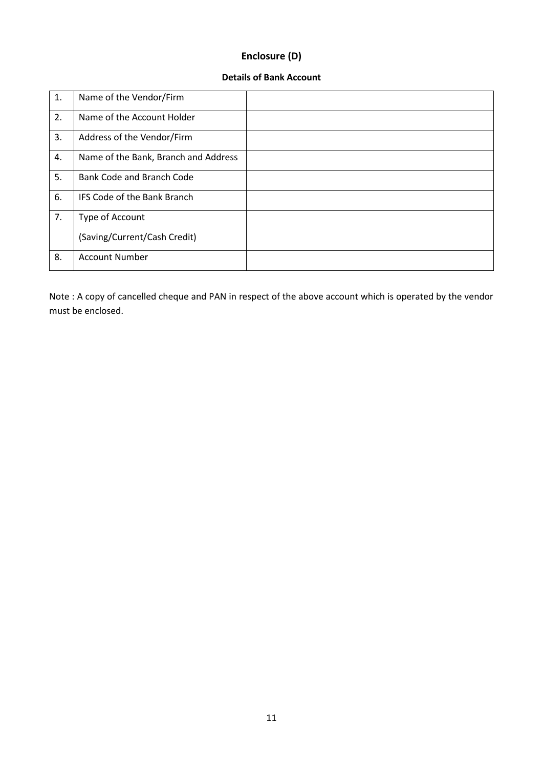# Enclosure (D)

## Details of Bank Account

| | | |
|---|---|---|
| 1. | Name of the Vendor/Firm | |
| 2. | Name of the Account Holder | |
| 3. | Address of the Vendor/Firm | |
| 4. | Name of the Bank, Branch and Address | |
| 5. | Bank Code and Branch Code | |
| 6. | IFS Code of the Bank Branch | |
| 7. | Type of Account<br>(Saving/Current/Cash Credit) | |
| 8. | Account Number | |

Note : A copy of cancelled cheque and PAN in respect of the above account which is operated by the vendor must be enclosed.